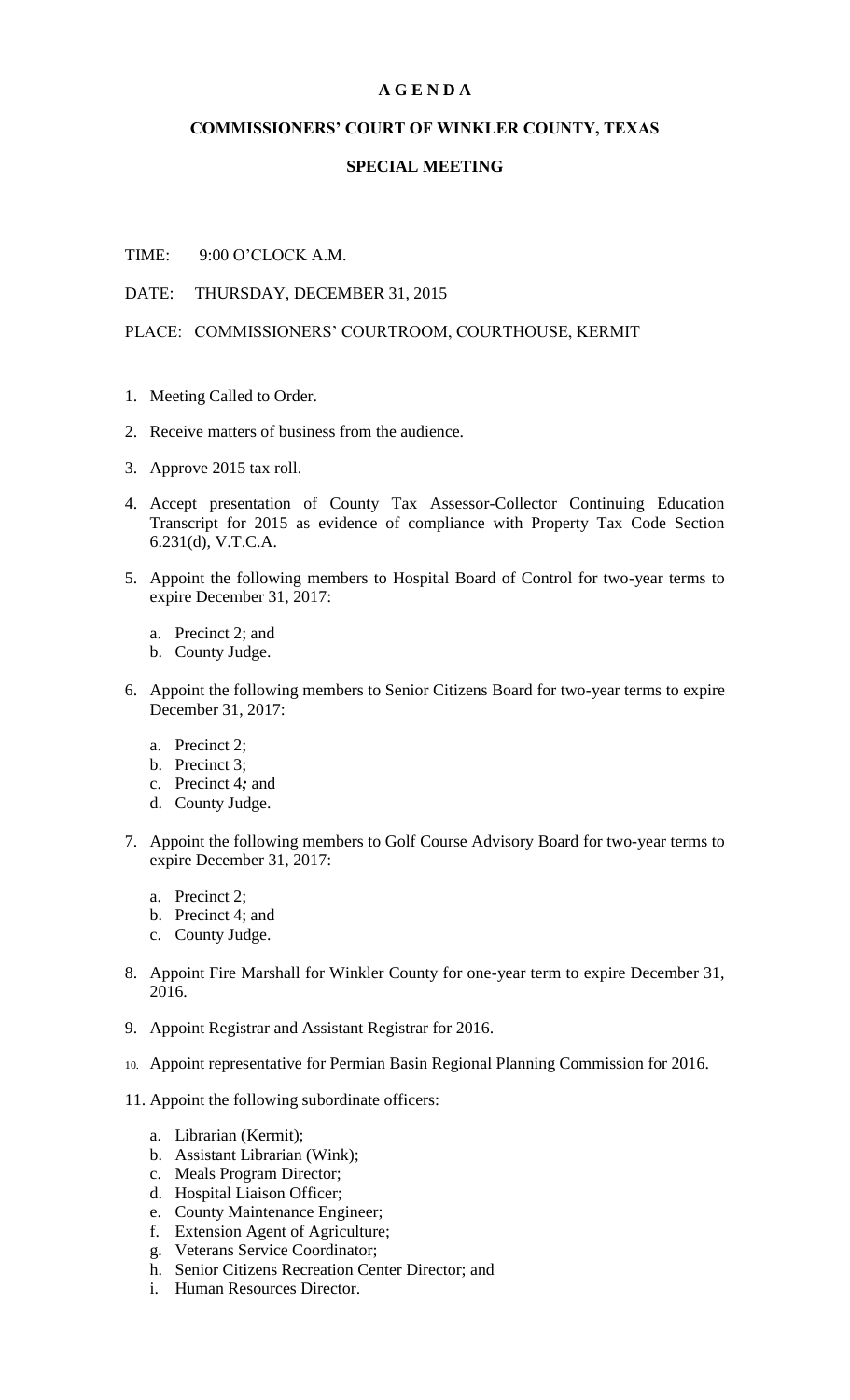# A G E N D A

## COMMISSIONERS' COURT OF WINKLER COUNTY, TEXAS

## SPECIAL MEETING

TIME: 9:00 O'CLOCK A.M.

DATE: THURSDAY, DECEMBER 31, 2015

PLACE: COMMISSIONERS' COURTROOM, COURTHOUSE, KERMIT

1. Meeting Called to Order.
2. Receive matters of business from the audience.
3. Approve 2015 tax roll.
4. Accept presentation of County Tax Assessor-Collector Continuing Education Transcript for 2015 as evidence of compliance with Property Tax Code Section 6.231(d), V.T.C.A.
5. Appoint the following members to Hospital Board of Control for two-year terms to expire December 31, 2017:
   a. Precinct 2; and
   b. County Judge.
6. Appoint the following members to Senior Citizens Board for two-year terms to expire December 31, 2017:
   a. Precinct 2;
   b. Precinct 3;
   c. Precinct 4*;* and
   d. County Judge.
7. Appoint the following members to Golf Course Advisory Board for two-year terms to expire December 31, 2017:
   a. Precinct 2;
   b. Precinct 4; and
   c. County Judge.
8. Appoint Fire Marshall for Winkler County for one-year term to expire December 31, 2016.
9. Appoint Registrar and Assistant Registrar for 2016.
10. Appoint representative for Permian Basin Regional Planning Commission for 2016.
11. Appoint the following subordinate officers:
    a. Librarian (Kermit);
    b. Assistant Librarian (Wink);
    c. Meals Program Director;
    d. Hospital Liaison Officer;
    e. County Maintenance Engineer;
    f. Extension Agent of Agriculture;
    g. Veterans Service Coordinator;
    h. Senior Citizens Recreation Center Director; and
    i. Human Resources Director.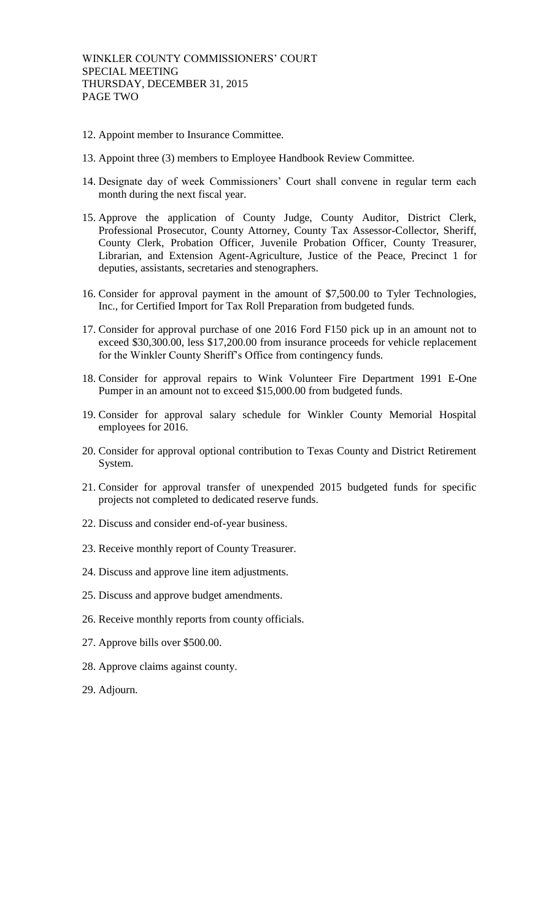12. Appoint member to Insurance Committee.

13. Appoint three (3) members to Employee Handbook Review Committee.

14. Designate day of week Commissioners' Court shall convene in regular term each month during the next fiscal year.

15. Approve the application of County Judge, County Auditor, District Clerk, Professional Prosecutor, County Attorney, County Tax Assessor-Collector, Sheriff, County Clerk, Probation Officer, Juvenile Probation Officer, County Treasurer, Librarian, and Extension Agent-Agriculture, Justice of the Peace, Precinct 1 for deputies, assistants, secretaries and stenographers.

16. Consider for approval payment in the amount of $7,500.00 to Tyler Technologies, Inc., for Certified Import for Tax Roll Preparation from budgeted funds.

17. Consider for approval purchase of one 2016 Ford F150 pick up in an amount not to exceed $30,300.00, less $17,200.00 from insurance proceeds for vehicle replacement for the Winkler County Sheriff's Office from contingency funds.

18. Consider for approval repairs to Wink Volunteer Fire Department 1991 E-One Pumper in an amount not to exceed $15,000.00 from budgeted funds.

19. Consider for approval salary schedule for Winkler County Memorial Hospital employees for 2016.

20. Consider for approval optional contribution to Texas County and District Retirement System.

21. Consider for approval transfer of unexpended 2015 budgeted funds for specific projects not completed to dedicated reserve funds.

22. Discuss and consider end-of-year business.

23. Receive monthly report of County Treasurer.

24. Discuss and approve line item adjustments.

25. Discuss and approve budget amendments.

26. Receive monthly reports from county officials.

27. Approve bills over $500.00.

28. Approve claims against county.

29. Adjourn.